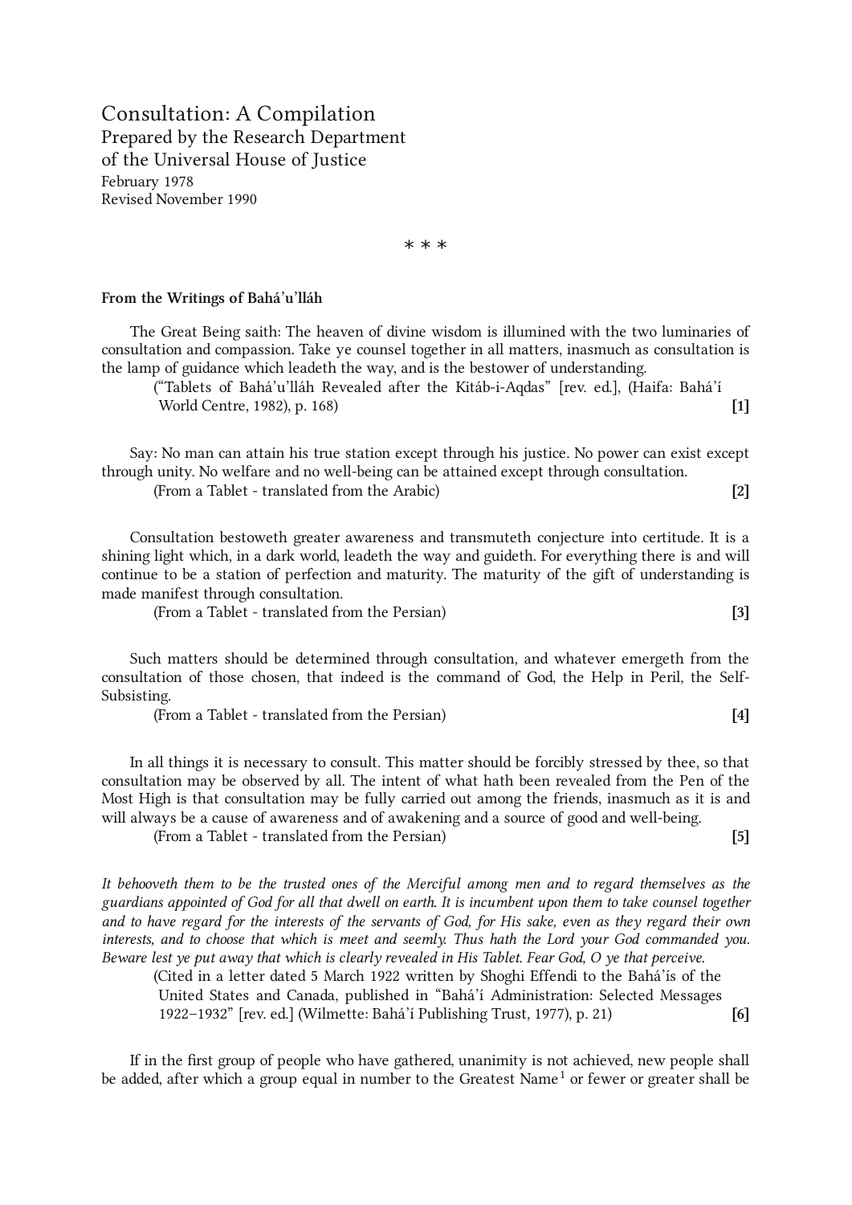# Consultation: A Compilation

Prepared by the Research Department
of the Universal House of Justice
February 1978
Revised November 1990

\* \* \*

**From the Writings of Bahá'u'lláh**

The Great Being saith: The heaven of divine wisdom is illumined with the two luminaries of consultation and compassion. Take ye counsel together in all matters, inasmuch as consultation is the lamp of guidance which leadeth the way, and is the bestower of understanding.

(“Tablets of Bahá'u'lláh Revealed after the Kitáb-i-Aqdas” [rev. ed.], (Haifa: Bahá'í World Centre, 1982), p. 168) **[1]**

Say: No man can attain his true station except through his justice. No power can exist except through unity. No welfare and no well-being can be attained except through consultation.

(From a Tablet - translated from the Arabic) **[2]**

Consultation bestoweth greater awareness and transmuteth conjecture into certitude. It is a shining light which, in a dark world, leadeth the way and guideth. For everything there is and will continue to be a station of perfection and maturity. The maturity of the gift of understanding is made manifest through consultation.

(From a Tablet - translated from the Persian) **[3]**

Such matters should be determined through consultation, and whatever emergeth from the consultation of those chosen, that indeed is the command of God, the Help in Peril, the Self-Subsisting.

(From a Tablet - translated from the Persian) **[4]**

In all things it is necessary to consult. This matter should be forcibly stressed by thee, so that consultation may be observed by all. The intent of what hath been revealed from the Pen of the Most High is that consultation may be fully carried out among the friends, inasmuch as it is and will always be a cause of awareness and of awakening and a source of good and well-being.

(From a Tablet - translated from the Persian) **[5]**

*It behooveth them to be the trusted ones of the Merciful among men and to regard themselves as the guardians appointed of God for all that dwell on earth. It is incumbent upon them to take counsel together and to have regard for the interests of the servants of God, for His sake, even as they regard their own interests, and to choose that which is meet and seemly. Thus hath the Lord your God commanded you. Beware lest ye put away that which is clearly revealed in His Tablet. Fear God, O ye that perceive.*

(Cited in a letter dated 5 March 1922 written by Shoghi Effendi to the Bahá'ís of the United States and Canada, published in “Bahá'í Administration: Selected Messages 1922–1932” [rev. ed.] (Wilmette: Bahá'í Publishing Trust, 1977), p. 21) **[6]**

If in the first group of people who have gathered, unanimity is not achieved, new people shall be added, after which a group equal in number to the Greatest Name[1] or fewer or greater shall be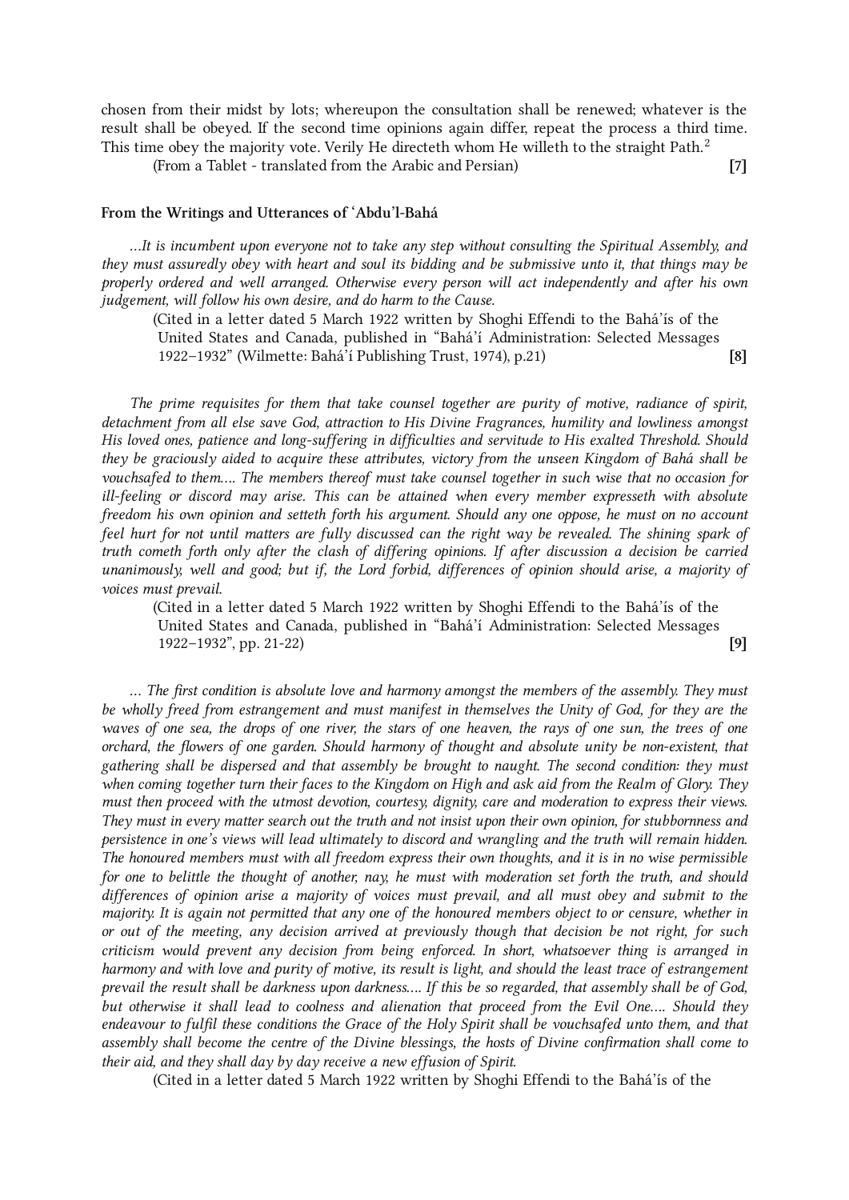chosen from their midst by lots; whereupon the consultation shall be renewed; whatever is the result shall be obeyed. If the second time opinions again differ, repeat the process a third time. This time obey the majority vote. Verily He directeth whom He willeth to the straight Path.[2]

(From a Tablet - translated from the Arabic and Persian) **[7]**

#### From the Writings and Utterances of ʻAbdu'l-Bahá

*...It is incumbent upon everyone not to take any step without consulting the Spiritual Assembly, and they must assuredly obey with heart and soul its bidding and be submissive unto it, that things may be properly ordered and well arranged. Otherwise every person will act independently and after his own judgement, will follow his own desire, and do harm to the Cause.*

(Cited in a letter dated 5 March 1922 written by Shoghi Effendi to the Bahá'ís of the United States and Canada, published in "Bahá'í Administration: Selected Messages 1922–1932" (Wilmette: Bahá'í Publishing Trust, 1974), p.21) **[8]**

*The prime requisites for them that take counsel together are purity of motive, radiance of spirit, detachment from all else save God, attraction to His Divine Fragrances, humility and lowliness amongst His loved ones, patience and long-suffering in difficulties and servitude to His exalted Threshold. Should they be graciously aided to acquire these attributes, victory from the unseen Kingdom of Bahá shall be vouchsafed to them.... The members thereof must take counsel together in such wise that no occasion for ill-feeling or discord may arise. This can be attained when every member expresseth with absolute freedom his own opinion and setteth forth his argument. Should any one oppose, he must on no account feel hurt for not until matters are fully discussed can the right way be revealed. The shining spark of truth cometh forth only after the clash of differing opinions. If after discussion a decision be carried unanimously, well and good; but if, the Lord forbid, differences of opinion should arise, a majority of voices must prevail.*

(Cited in a letter dated 5 March 1922 written by Shoghi Effendi to the Bahá'ís of the United States and Canada, published in "Bahá'í Administration: Selected Messages 1922–1932", pp. 21-22) **[9]**

*... The first condition is absolute love and harmony amongst the members of the assembly. They must be wholly freed from estrangement and must manifest in themselves the Unity of God, for they are the waves of one sea, the drops of one river, the stars of one heaven, the rays of one sun, the trees of one orchard, the flowers of one garden. Should harmony of thought and absolute unity be non-existent, that gathering shall be dispersed and that assembly be brought to naught. The second condition: they must when coming together turn their faces to the Kingdom on High and ask aid from the Realm of Glory. They must then proceed with the utmost devotion, courtesy, dignity, care and moderation to express their views. They must in every matter search out the truth and not insist upon their own opinion, for stubbornness and persistence in one's views will lead ultimately to discord and wrangling and the truth will remain hidden. The honoured members must with all freedom express their own thoughts, and it is in no wise permissible for one to belittle the thought of another, nay, he must with moderation set forth the truth, and should differences of opinion arise a majority of voices must prevail, and all must obey and submit to the majority. It is again not permitted that any one of the honoured members object to or censure, whether in or out of the meeting, any decision arrived at previously though that decision be not right, for such criticism would prevent any decision from being enforced. In short, whatsoever thing is arranged in harmony and with love and purity of motive, its result is light, and should the least trace of estrangement prevail the result shall be darkness upon darkness.... If this be so regarded, that assembly shall be of God, but otherwise it shall lead to coolness and alienation that proceed from the Evil One.... Should they endeavour to fulfil these conditions the Grace of the Holy Spirit shall be vouchsafed unto them, and that assembly shall become the centre of the Divine blessings, the hosts of Divine confirmation shall come to their aid, and they shall day by day receive a new effusion of Spirit.*

(Cited in a letter dated 5 March 1922 written by Shoghi Effendi to the Bahá'ís of the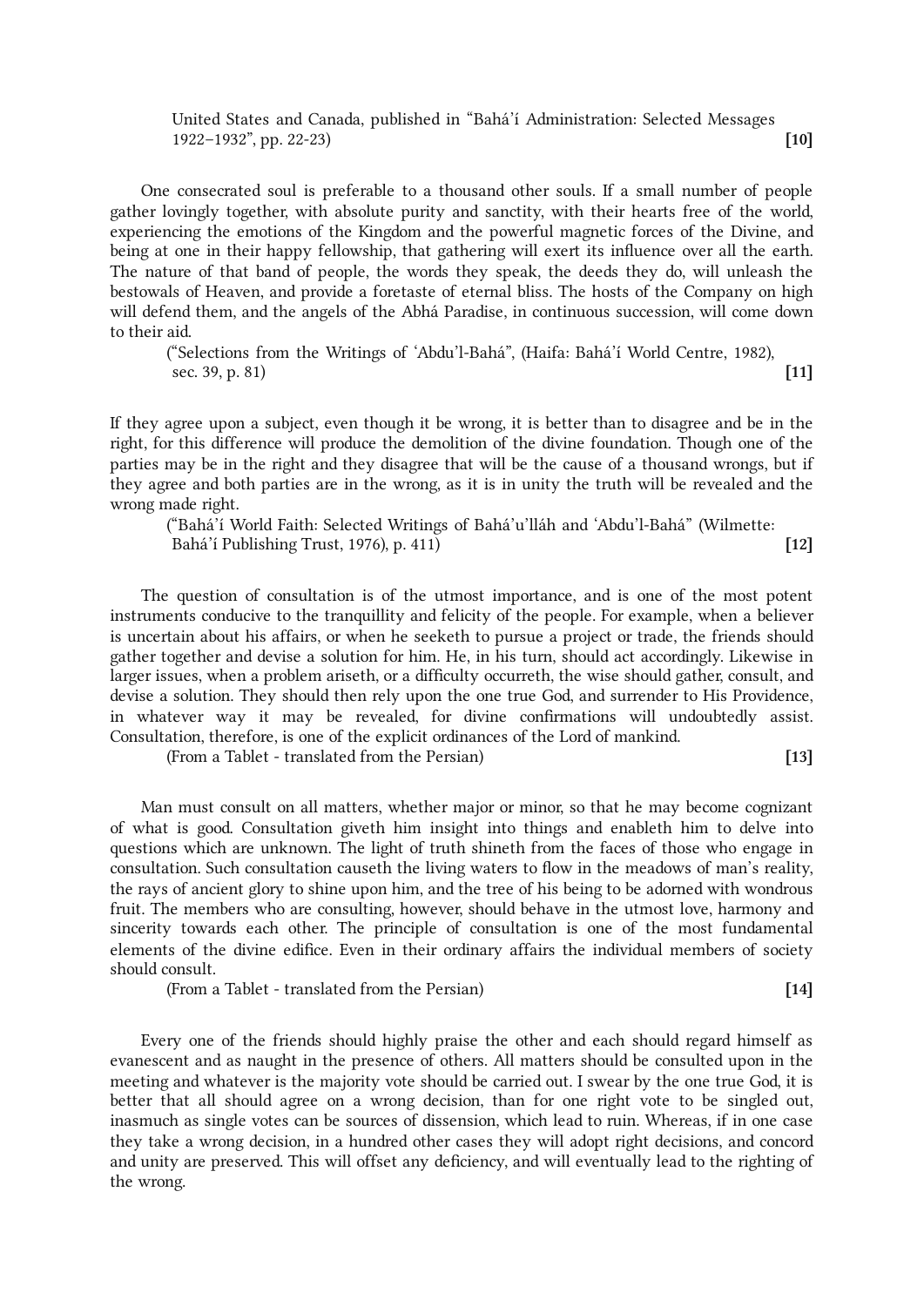United States and Canada, published in "Bahá'í Administration: Selected Messages 1922–1932", pp. 22-23) **[10]**

One consecrated soul is preferable to a thousand other souls. If a small number of people gather lovingly together, with absolute purity and sanctity, with their hearts free of the world, experiencing the emotions of the Kingdom and the powerful magnetic forces of the Divine, and being at one in their happy fellowship, that gathering will exert its influence over all the earth. The nature of that band of people, the words they speak, the deeds they do, will unleash the bestowals of Heaven, and provide a foretaste of eternal bliss. The hosts of the Company on high will defend them, and the angels of the Abhá Paradise, in continuous succession, will come down to their aid.

("Selections from the Writings of 'Abdu'l-Bahá", (Haifa: Bahá'í World Centre, 1982), sec. 39, p. 81) **[11]**

If they agree upon a subject, even though it be wrong, it is better than to disagree and be in the right, for this difference will produce the demolition of the divine foundation. Though one of the parties may be in the right and they disagree that will be the cause of a thousand wrongs, but if they agree and both parties are in the wrong, as it is in unity the truth will be revealed and the wrong made right.

("Bahá'í World Faith: Selected Writings of Bahá'u'lláh and 'Abdu'l-Bahá" (Wilmette: Bahá'í Publishing Trust, 1976), p. 411) **[12]**

The question of consultation is of the utmost importance, and is one of the most potent instruments conducive to the tranquillity and felicity of the people. For example, when a believer is uncertain about his affairs, or when he seeketh to pursue a project or trade, the friends should gather together and devise a solution for him. He, in his turn, should act accordingly. Likewise in larger issues, when a problem ariseth, or a difficulty occurreth, the wise should gather, consult, and devise a solution. They should then rely upon the one true God, and surrender to His Providence, in whatever way it may be revealed, for divine confirmations will undoubtedly assist. Consultation, therefore, is one of the explicit ordinances of the Lord of mankind.

(From a Tablet - translated from the Persian) **[13]**

Man must consult on all matters, whether major or minor, so that he may become cognizant of what is good. Consultation giveth him insight into things and enableth him to delve into questions which are unknown. The light of truth shineth from the faces of those who engage in consultation. Such consultation causeth the living waters to flow in the meadows of man's reality, the rays of ancient glory to shine upon him, and the tree of his being to be adorned with wondrous fruit. The members who are consulting, however, should behave in the utmost love, harmony and sincerity towards each other. The principle of consultation is one of the most fundamental elements of the divine edifice. Even in their ordinary affairs the individual members of society should consult.

(From a Tablet - translated from the Persian) **[14]**

Every one of the friends should highly praise the other and each should regard himself as evanescent and as naught in the presence of others. All matters should be consulted upon in the meeting and whatever is the majority vote should be carried out. I swear by the one true God, it is better that all should agree on a wrong decision, than for one right vote to be singled out, inasmuch as single votes can be sources of dissension, which lead to ruin. Whereas, if in one case they take a wrong decision, in a hundred other cases they will adopt right decisions, and concord and unity are preserved. This will offset any deficiency, and will eventually lead to the righting of the wrong.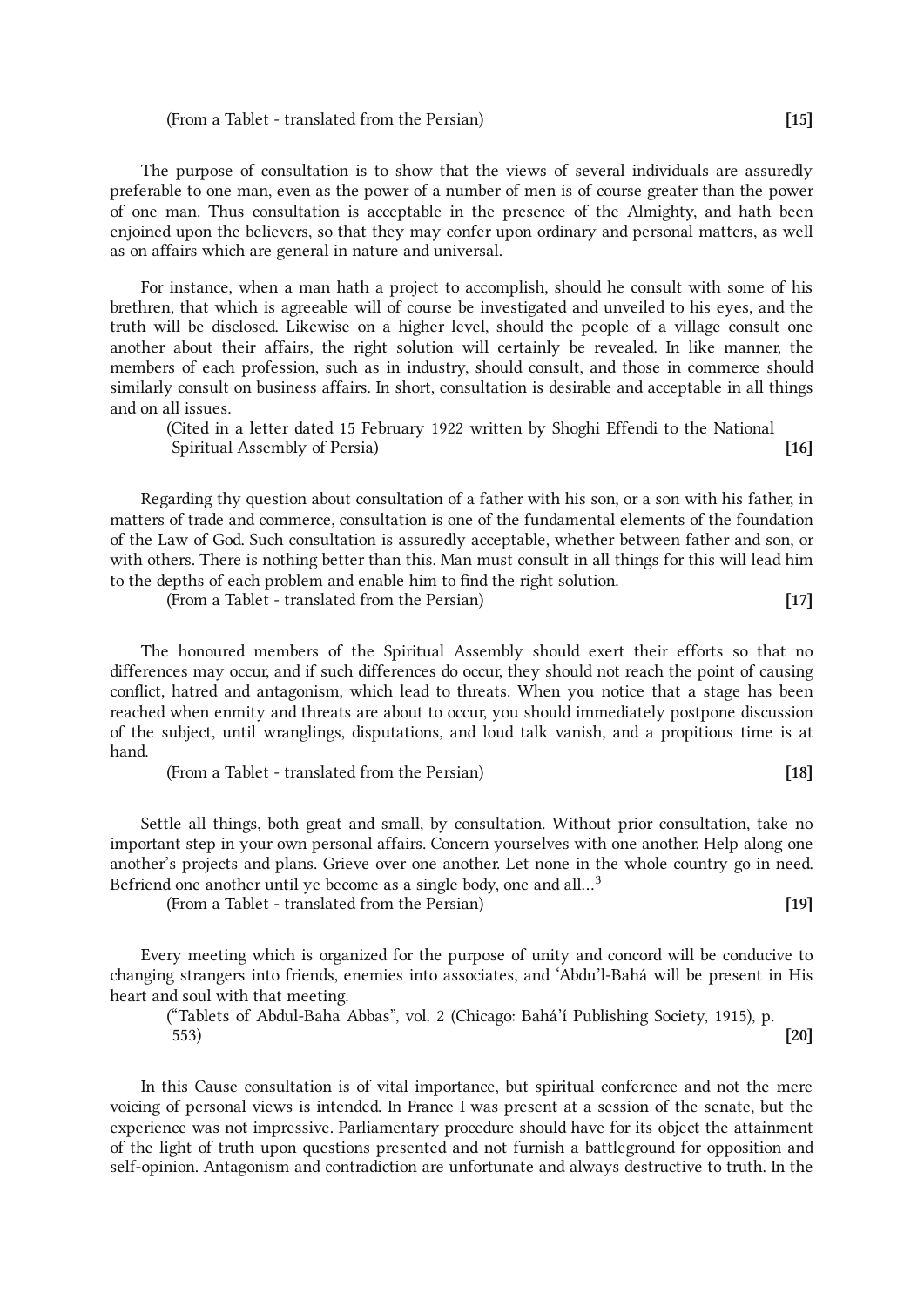(From a Tablet - translated from the Persian) **[15]**

The purpose of consultation is to show that the views of several individuals are assuredly preferable to one man, even as the power of a number of men is of course greater than the power of one man. Thus consultation is acceptable in the presence of the Almighty, and hath been enjoined upon the believers, so that they may confer upon ordinary and personal matters, as well as on affairs which are general in nature and universal.

For instance, when a man hath a project to accomplish, should he consult with some of his brethren, that which is agreeable will of course be investigated and unveiled to his eyes, and the truth will be disclosed. Likewise on a higher level, should the people of a village consult one another about their affairs, the right solution will certainly be revealed. In like manner, the members of each profession, such as in industry, should consult, and those in commerce should similarly consult on business affairs. In short, consultation is desirable and acceptable in all things and on all issues.

(Cited in a letter dated 15 February 1922 written by Shoghi Effendi to the National Spiritual Assembly of Persia) **[16]**

Regarding thy question about consultation of a father with his son, or a son with his father, in matters of trade and commerce, consultation is one of the fundamental elements of the foundation of the Law of God. Such consultation is assuredly acceptable, whether between father and son, or with others. There is nothing better than this. Man must consult in all things for this will lead him to the depths of each problem and enable him to find the right solution.

(From a Tablet - translated from the Persian) **[17]**

The honoured members of the Spiritual Assembly should exert their efforts so that no differences may occur, and if such differences do occur, they should not reach the point of causing conflict, hatred and antagonism, which lead to threats. When you notice that a stage has been reached when enmity and threats are about to occur, you should immediately postpone discussion of the subject, until wranglings, disputations, and loud talk vanish, and a propitious time is at hand.

(From a Tablet - translated from the Persian) **[18]**

Settle all things, both great and small, by consultation. Without prior consultation, take no important step in your own personal affairs. Concern yourselves with one another. Help along one another's projects and plans. Grieve over one another. Let none in the whole country go in need. Befriend one another until ye become as a single body, one and all...[3]

(From a Tablet - translated from the Persian) **[19]**

Every meeting which is organized for the purpose of unity and concord will be conducive to changing strangers into friends, enemies into associates, and 'Abdu'l-Bahá will be present in His heart and soul with that meeting.

("Tablets of Abdul-Baha Abbas", vol. 2 (Chicago: Bahá'í Publishing Society, 1915), p. 553) **[20]**

In this Cause consultation is of vital importance, but spiritual conference and not the mere voicing of personal views is intended. In France I was present at a session of the senate, but the experience was not impressive. Parliamentary procedure should have for its object the attainment of the light of truth upon questions presented and not furnish a battleground for opposition and self-opinion. Antagonism and contradiction are unfortunate and always destructive to truth. In the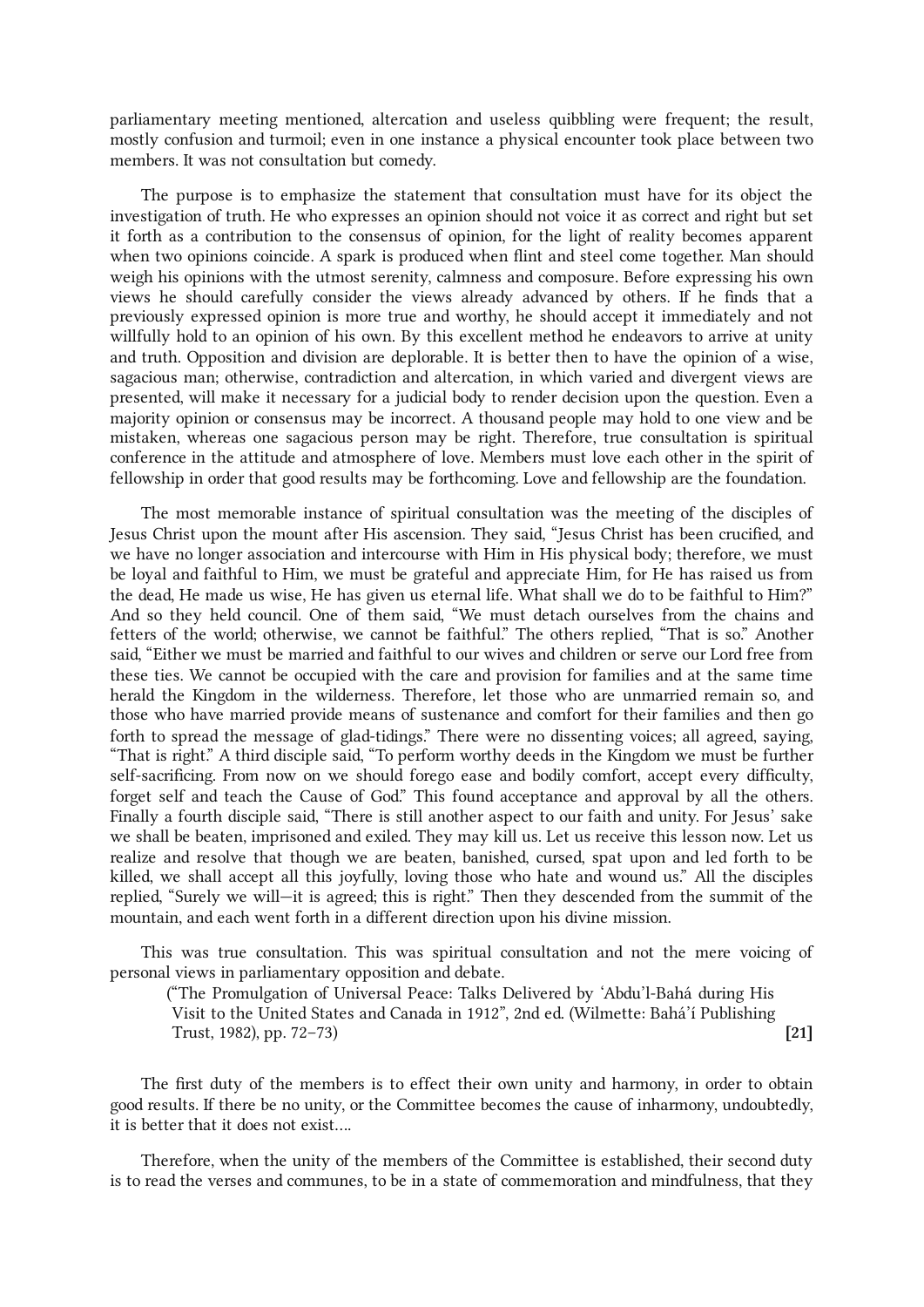parliamentary meeting mentioned, altercation and useless quibbling were frequent; the result, mostly confusion and turmoil; even in one instance a physical encounter took place between two members. It was not consultation but comedy.

The purpose is to emphasize the statement that consultation must have for its object the investigation of truth. He who expresses an opinion should not voice it as correct and right but set it forth as a contribution to the consensus of opinion, for the light of reality becomes apparent when two opinions coincide. A spark is produced when flint and steel come together. Man should weigh his opinions with the utmost serenity, calmness and composure. Before expressing his own views he should carefully consider the views already advanced by others. If he finds that a previously expressed opinion is more true and worthy, he should accept it immediately and not willfully hold to an opinion of his own. By this excellent method he endeavors to arrive at unity and truth. Opposition and division are deplorable. It is better then to have the opinion of a wise, sagacious man; otherwise, contradiction and altercation, in which varied and divergent views are presented, will make it necessary for a judicial body to render decision upon the question. Even a majority opinion or consensus may be incorrect. A thousand people may hold to one view and be mistaken, whereas one sagacious person may be right. Therefore, true consultation is spiritual conference in the attitude and atmosphere of love. Members must love each other in the spirit of fellowship in order that good results may be forthcoming. Love and fellowship are the foundation.

The most memorable instance of spiritual consultation was the meeting of the disciples of Jesus Christ upon the mount after His ascension. They said, "Jesus Christ has been crucified, and we have no longer association and intercourse with Him in His physical body; therefore, we must be loyal and faithful to Him, we must be grateful and appreciate Him, for He has raised us from the dead, He made us wise, He has given us eternal life. What shall we do to be faithful to Him?" And so they held council. One of them said, "We must detach ourselves from the chains and fetters of the world; otherwise, we cannot be faithful." The others replied, "That is so." Another said, "Either we must be married and faithful to our wives and children or serve our Lord free from these ties. We cannot be occupied with the care and provision for families and at the same time herald the Kingdom in the wilderness. Therefore, let those who are unmarried remain so, and those who have married provide means of sustenance and comfort for their families and then go forth to spread the message of glad-tidings." There were no dissenting voices; all agreed, saying, "That is right." A third disciple said, "To perform worthy deeds in the Kingdom we must be further self-sacrificing. From now on we should forego ease and bodily comfort, accept every difficulty, forget self and teach the Cause of God." This found acceptance and approval by all the others. Finally a fourth disciple said, "There is still another aspect to our faith and unity. For Jesus' sake we shall be beaten, imprisoned and exiled. They may kill us. Let us receive this lesson now. Let us realize and resolve that though we are beaten, banished, cursed, spat upon and led forth to be killed, we shall accept all this joyfully, loving those who hate and wound us." All the disciples replied, "Surely we will—it is agreed; this is right." Then they descended from the summit of the mountain, and each went forth in a different direction upon his divine mission.

This was true consultation. This was spiritual consultation and not the mere voicing of personal views in parliamentary opposition and debate.

("The Promulgation of Universal Peace: Talks Delivered by 'Abdu'l-Bahá during His Visit to the United States and Canada in 1912", 2nd ed. (Wilmette: Bahá'í Publishing Trust, 1982), pp. 72–73) **[21]**

The first duty of the members is to effect their own unity and harmony, in order to obtain good results. If there be no unity, or the Committee becomes the cause of inharmony, undoubtedly, it is better that it does not exist....

Therefore, when the unity of the members of the Committee is established, their second duty is to read the verses and communes, to be in a state of commemoration and mindfulness, that they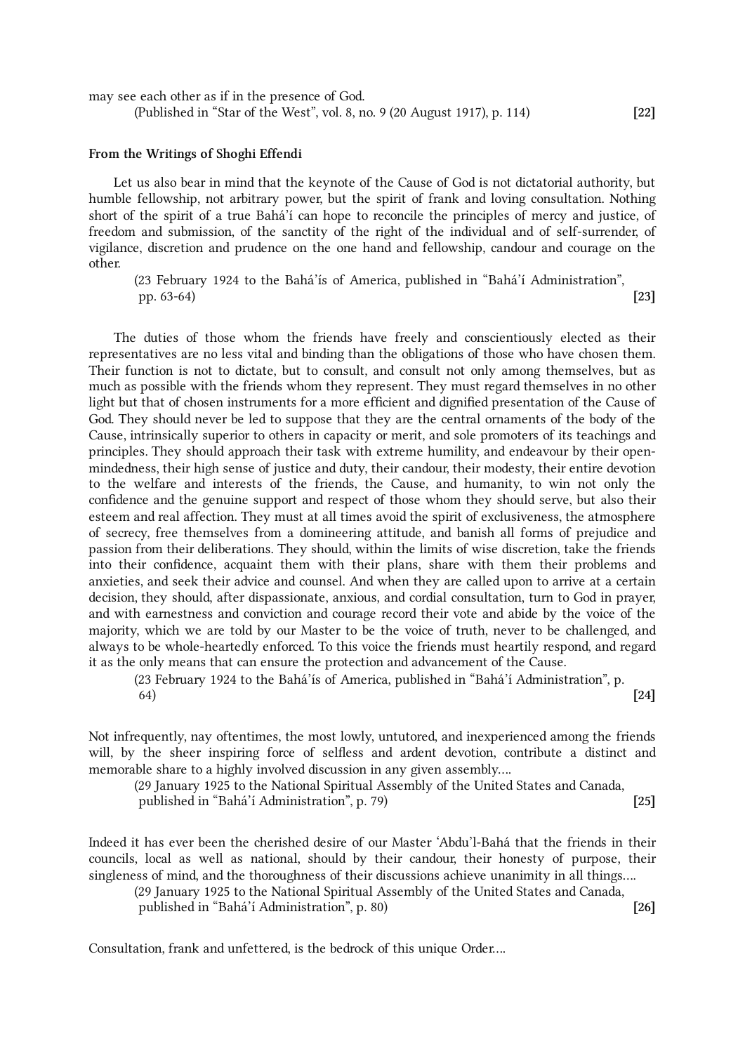may see each other as if in the presence of God.

(Published in “Star of the West”, vol. 8, no. 9 (20 August 1917), p. 114) **[22]**

**From the Writings of Shoghi Effendi**

Let us also bear in mind that the keynote of the Cause of God is not dictatorial authority, but humble fellowship, not arbitrary power, but the spirit of frank and loving consultation. Nothing short of the spirit of a true Bahá’í can hope to reconcile the principles of mercy and justice, of freedom and submission, of the sanctity of the right of the individual and of self-surrender, of vigilance, discretion and prudence on the one hand and fellowship, candour and courage on the other.

(23 February 1924 to the Bahá’ís of America, published in “Bahá’í Administration”, pp. 63-64) **[23]**

The duties of those whom the friends have freely and conscientiously elected as their representatives are no less vital and binding than the obligations of those who have chosen them. Their function is not to dictate, but to consult, and consult not only among themselves, but as much as possible with the friends whom they represent. They must regard themselves in no other light but that of chosen instruments for a more efficient and dignified presentation of the Cause of God. They should never be led to suppose that they are the central ornaments of the body of the Cause, intrinsically superior to others in capacity or merit, and sole promoters of its teachings and principles. They should approach their task with extreme humility, and endeavour by their open-mindedness, their high sense of justice and duty, their candour, their modesty, their entire devotion to the welfare and interests of the friends, the Cause, and humanity, to win not only the confidence and the genuine support and respect of those whom they should serve, but also their esteem and real affection. They must at all times avoid the spirit of exclusiveness, the atmosphere of secrecy, free themselves from a domineering attitude, and banish all forms of prejudice and passion from their deliberations. They should, within the limits of wise discretion, take the friends into their confidence, acquaint them with their plans, share with them their problems and anxieties, and seek their advice and counsel. And when they are called upon to arrive at a certain decision, they should, after dispassionate, anxious, and cordial consultation, turn to God in prayer, and with earnestness and conviction and courage record their vote and abide by the voice of the majority, which we are told by our Master to be the voice of truth, never to be challenged, and always to be whole-heartedly enforced. To this voice the friends must heartily respond, and regard it as the only means that can ensure the protection and advancement of the Cause.

(23 February 1924 to the Bahá’ís of America, published in “Bahá’í Administration”, p. 64) **[24]**

Not infrequently, nay oftentimes, the most lowly, untutored, and inexperienced among the friends will, by the sheer inspiring force of selfless and ardent devotion, contribute a distinct and memorable share to a highly involved discussion in any given assembly....

(29 January 1925 to the National Spiritual Assembly of the United States and Canada, published in “Bahá’í Administration”, p. 79) **[25]**

Indeed it has ever been the cherished desire of our Master ‘Abdu’l-Bahá that the friends in their councils, local as well as national, should by their candour, their honesty of purpose, their singleness of mind, and the thoroughness of their discussions achieve unanimity in all things....

(29 January 1925 to the National Spiritual Assembly of the United States and Canada, published in “Bahá’í Administration”, p. 80) **[26]**

Consultation, frank and unfettered, is the bedrock of this unique Order....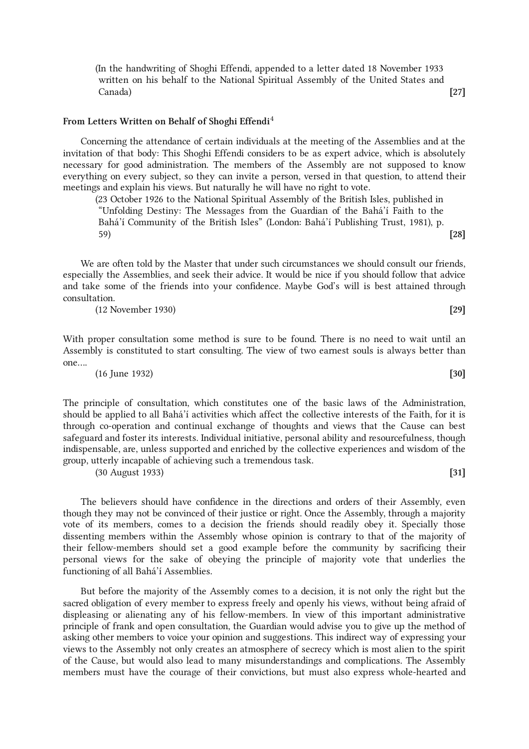(In the handwriting of Shoghi Effendi, appended to a letter dated 18 November 1933 written on his behalf to the National Spiritual Assembly of the United States and Canada) **[27]**

### From Letters Written on Behalf of Shoghi Effendi[4]

Concerning the attendance of certain individuals at the meeting of the Assemblies and at the invitation of that body: This Shoghi Effendi considers to be as expert advice, which is absolutely necessary for good administration. The members of the Assembly are not supposed to know everything on every subject, so they can invite a person, versed in that question, to attend their meetings and explain his views. But naturally he will have no right to vote.

(23 October 1926 to the National Spiritual Assembly of the British Isles, published in "Unfolding Destiny: The Messages from the Guardian of the Bahá'í Faith to the Bahá'í Community of the British Isles" (London: Bahá'í Publishing Trust, 1981), p. 59) **[28]**

We are often told by the Master that under such circumstances we should consult our friends, especially the Assemblies, and seek their advice. It would be nice if you should follow that advice and take some of the friends into your confidence. Maybe God's will is best attained through consultation.

(12 November 1930) **[29]**

With proper consultation some method is sure to be found. There is no need to wait until an Assembly is constituted to start consulting. The view of two earnest souls is always better than one....

(16 June 1932) **[30]**

The principle of consultation, which constitutes one of the basic laws of the Administration, should be applied to all Bahá'í activities which affect the collective interests of the Faith, for it is through co-operation and continual exchange of thoughts and views that the Cause can best safeguard and foster its interests. Individual initiative, personal ability and resourcefulness, though indispensable, are, unless supported and enriched by the collective experiences and wisdom of the group, utterly incapable of achieving such a tremendous task.

(30 August 1933) **[31]**

The believers should have confidence in the directions and orders of their Assembly, even though they may not be convinced of their justice or right. Once the Assembly, through a majority vote of its members, comes to a decision the friends should readily obey it. Specially those dissenting members within the Assembly whose opinion is contrary to that of the majority of their fellow-members should set a good example before the community by sacrificing their personal views for the sake of obeying the principle of majority vote that underlies the functioning of all Bahá'í Assemblies.

But before the majority of the Assembly comes to a decision, it is not only the right but the sacred obligation of every member to express freely and openly his views, without being afraid of displeasing or alienating any of his fellow-members. In view of this important administrative principle of frank and open consultation, the Guardian would advise you to give up the method of asking other members to voice your opinion and suggestions. This indirect way of expressing your views to the Assembly not only creates an atmosphere of secrecy which is most alien to the spirit of the Cause, but would also lead to many misunderstandings and complications. The Assembly members must have the courage of their convictions, but must also express whole-hearted and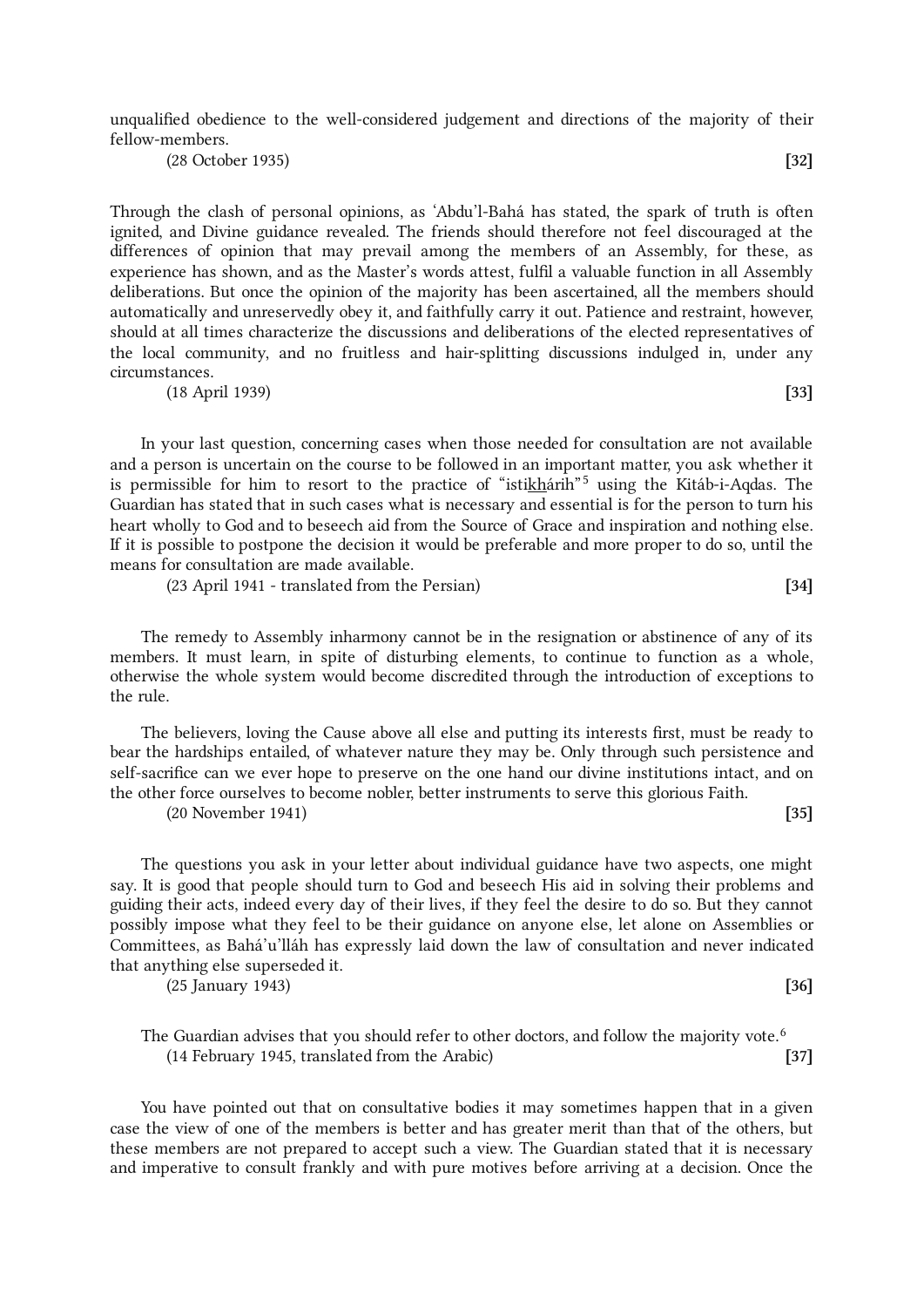unqualified obedience to the well-considered judgement and directions of the majority of their fellow-members.

(28 October 1935) **[32]**

Through the clash of personal opinions, as ʻAbdu'l-Bahá has stated, the spark of truth is often ignited, and Divine guidance revealed. The friends should therefore not feel discouraged at the differences of opinion that may prevail among the members of an Assembly, for these, as experience has shown, and as the Master's words attest, fulfil a valuable function in all Assembly deliberations. But once the opinion of the majority has been ascertained, all the members should automatically and unreservedly obey it, and faithfully carry it out. Patience and restraint, however, should at all times characterize the discussions and deliberations of the elected representatives of the local community, and no fruitless and hair-splitting discussions indulged in, under any circumstances.

(18 April 1939) **[33]**

In your last question, concerning cases when those needed for consultation are not available and a person is uncertain on the course to be followed in an important matter, you ask whether it is permissible for him to resort to the practice of "isti<u>kh</u>árih"[5] using the Kitáb-i-Aqdas. The Guardian has stated that in such cases what is necessary and essential is for the person to turn his heart wholly to God and to beseech aid from the Source of Grace and inspiration and nothing else. If it is possible to postpone the decision it would be preferable and more proper to do so, until the means for consultation are made available.

(23 April 1941 - translated from the Persian) **[34]**

The remedy to Assembly inharmony cannot be in the resignation or abstinence of any of its members. It must learn, in spite of disturbing elements, to continue to function as a whole, otherwise the whole system would become discredited through the introduction of exceptions to the rule.

The believers, loving the Cause above all else and putting its interests first, must be ready to bear the hardships entailed, of whatever nature they may be. Only through such persistence and self-sacrifice can we ever hope to preserve on the one hand our divine institutions intact, and on the other force ourselves to become nobler, better instruments to serve this glorious Faith.

(20 November 1941) **[35]**

The questions you ask in your letter about individual guidance have two aspects, one might say. It is good that people should turn to God and beseech His aid in solving their problems and guiding their acts, indeed every day of their lives, if they feel the desire to do so. But they cannot possibly impose what they feel to be their guidance on anyone else, let alone on Assemblies or Committees, as Bahá'u'lláh has expressly laid down the law of consultation and never indicated that anything else superseded it.

(25 January 1943) **[36]**

The Guardian advises that you should refer to other doctors, and follow the majority vote.[6]

(14 February 1945, translated from the Arabic) **[37]**

You have pointed out that on consultative bodies it may sometimes happen that in a given case the view of one of the members is better and has greater merit than that of the others, but these members are not prepared to accept such a view. The Guardian stated that it is necessary and imperative to consult frankly and with pure motives before arriving at a decision. Once the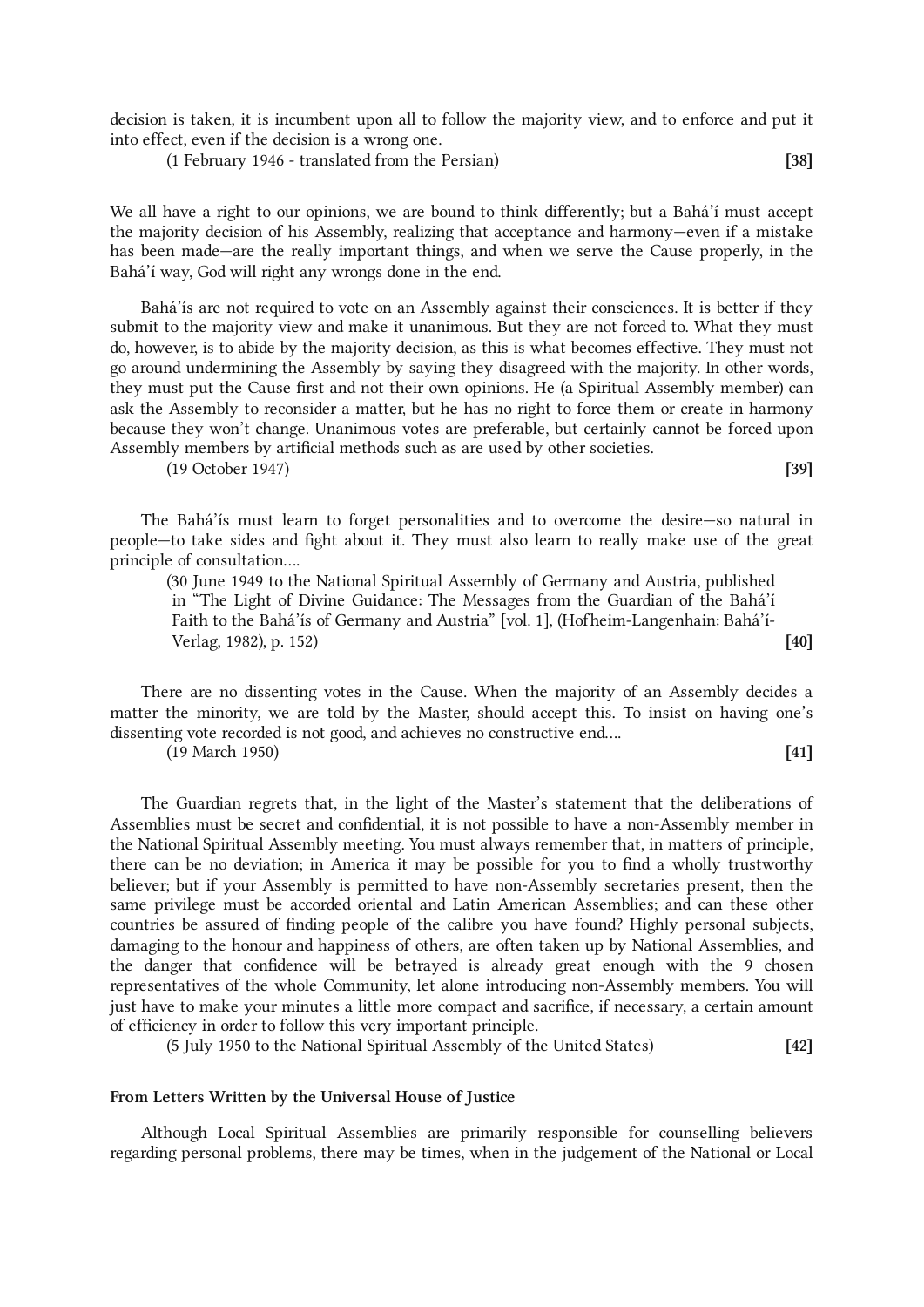decision is taken, it is incumbent upon all to follow the majority view, and to enforce and put it into effect, even if the decision is a wrong one.

(1 February 1946 - translated from the Persian) **[38]**

We all have a right to our opinions, we are bound to think differently; but a Bahá'í must accept the majority decision of his Assembly, realizing that acceptance and harmony—even if a mistake has been made—are the really important things, and when we serve the Cause properly, in the Bahá'í way, God will right any wrongs done in the end.

Bahá'ís are not required to vote on an Assembly against their consciences. It is better if they submit to the majority view and make it unanimous. But they are not forced to. What they must do, however, is to abide by the majority decision, as this is what becomes effective. They must not go around undermining the Assembly by saying they disagreed with the majority. In other words, they must put the Cause first and not their own opinions. He (a Spiritual Assembly member) can ask the Assembly to reconsider a matter, but he has no right to force them or create in harmony because they won't change. Unanimous votes are preferable, but certainly cannot be forced upon Assembly members by artificial methods such as are used by other societies.

(19 October 1947) **[39]**

The Bahá'ís must learn to forget personalities and to overcome the desire—so natural in people—to take sides and fight about it. They must also learn to really make use of the great principle of consultation....

(30 June 1949 to the National Spiritual Assembly of Germany and Austria, published in "The Light of Divine Guidance: The Messages from the Guardian of the Bahá'í Faith to the Bahá'ís of Germany and Austria" [vol. 1], (Hofheim-Langenhain: Bahá'í-Verlag, 1982), p. 152) **[40]**

There are no dissenting votes in the Cause. When the majority of an Assembly decides a matter the minority, we are told by the Master, should accept this. To insist on having one's dissenting vote recorded is not good, and achieves no constructive end....

(19 March 1950) **[41]**

The Guardian regrets that, in the light of the Master's statement that the deliberations of Assemblies must be secret and confidential, it is not possible to have a non-Assembly member in the National Spiritual Assembly meeting. You must always remember that, in matters of principle, there can be no deviation; in America it may be possible for you to find a wholly trustworthy believer; but if your Assembly is permitted to have non-Assembly secretaries present, then the same privilege must be accorded oriental and Latin American Assemblies; and can these other countries be assured of finding people of the calibre you have found? Highly personal subjects, damaging to the honour and happiness of others, are often taken up by National Assemblies, and the danger that confidence will be betrayed is already great enough with the 9 chosen representatives of the whole Community, let alone introducing non-Assembly members. You will just have to make your minutes a little more compact and sacrifice, if necessary, a certain amount of efficiency in order to follow this very important principle.

(5 July 1950 to the National Spiritual Assembly of the United States) **[42]**

### From Letters Written by the Universal House of Justice

Although Local Spiritual Assemblies are primarily responsible for counselling believers regarding personal problems, there may be times, when in the judgement of the National or Local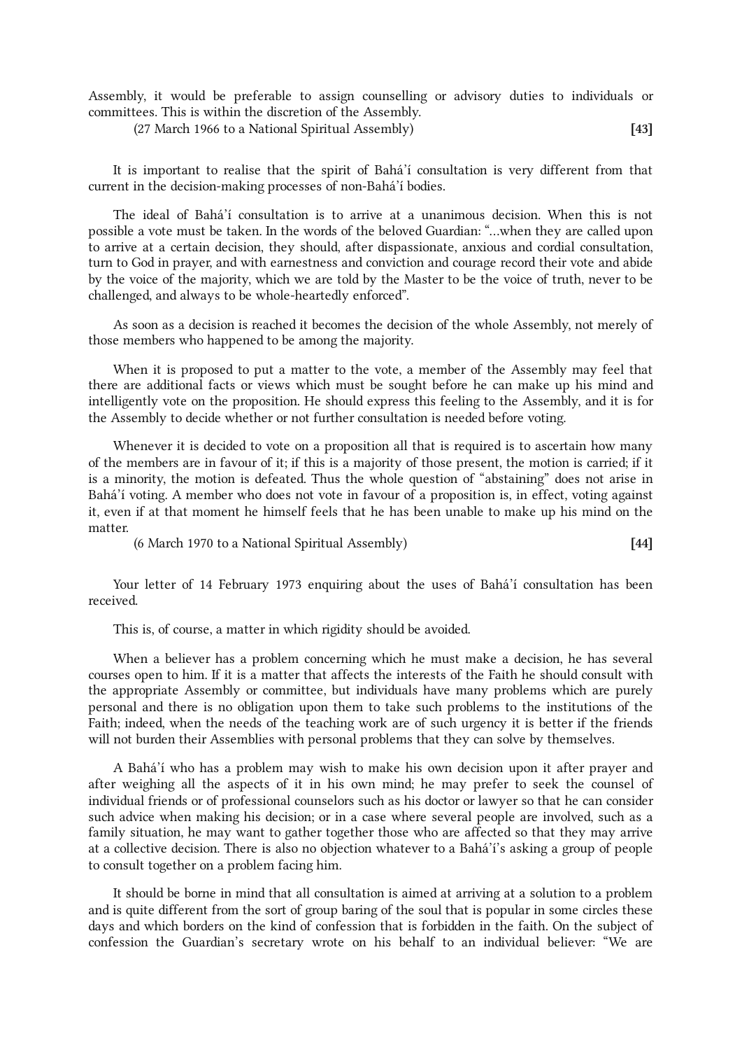Assembly, it would be preferable to assign counselling or advisory duties to individuals or committees. This is within the discretion of the Assembly.

(27 March 1966 to a National Spiritual Assembly) **[43]**

It is important to realise that the spirit of Bahá'í consultation is very different from that current in the decision-making processes of non-Bahá'í bodies.

The ideal of Bahá'í consultation is to arrive at a unanimous decision. When this is not possible a vote must be taken. In the words of the beloved Guardian: "...when they are called upon to arrive at a certain decision, they should, after dispassionate, anxious and cordial consultation, turn to God in prayer, and with earnestness and conviction and courage record their vote and abide by the voice of the majority, which we are told by the Master to be the voice of truth, never to be challenged, and always to be whole-heartedly enforced".

As soon as a decision is reached it becomes the decision of the whole Assembly, not merely of those members who happened to be among the majority.

When it is proposed to put a matter to the vote, a member of the Assembly may feel that there are additional facts or views which must be sought before he can make up his mind and intelligently vote on the proposition. He should express this feeling to the Assembly, and it is for the Assembly to decide whether or not further consultation is needed before voting.

Whenever it is decided to vote on a proposition all that is required is to ascertain how many of the members are in favour of it; if this is a majority of those present, the motion is carried; if it is a minority, the motion is defeated. Thus the whole question of "abstaining" does not arise in Bahá'í voting. A member who does not vote in favour of a proposition is, in effect, voting against it, even if at that moment he himself feels that he has been unable to make up his mind on the matter.

(6 March 1970 to a National Spiritual Assembly) **[44]**

Your letter of 14 February 1973 enquiring about the uses of Bahá'í consultation has been received.

This is, of course, a matter in which rigidity should be avoided.

When a believer has a problem concerning which he must make a decision, he has several courses open to him. If it is a matter that affects the interests of the Faith he should consult with the appropriate Assembly or committee, but individuals have many problems which are purely personal and there is no obligation upon them to take such problems to the institutions of the Faith; indeed, when the needs of the teaching work are of such urgency it is better if the friends will not burden their Assemblies with personal problems that they can solve by themselves.

A Bahá'í who has a problem may wish to make his own decision upon it after prayer and after weighing all the aspects of it in his own mind; he may prefer to seek the counsel of individual friends or of professional counselors such as his doctor or lawyer so that he can consider such advice when making his decision; or in a case where several people are involved, such as a family situation, he may want to gather together those who are affected so that they may arrive at a collective decision. There is also no objection whatever to a Bahá'í's asking a group of people to consult together on a problem facing him.

It should be borne in mind that all consultation is aimed at arriving at a solution to a problem and is quite different from the sort of group baring of the soul that is popular in some circles these days and which borders on the kind of confession that is forbidden in the faith. On the subject of confession the Guardian's secretary wrote on his behalf to an individual believer: "We are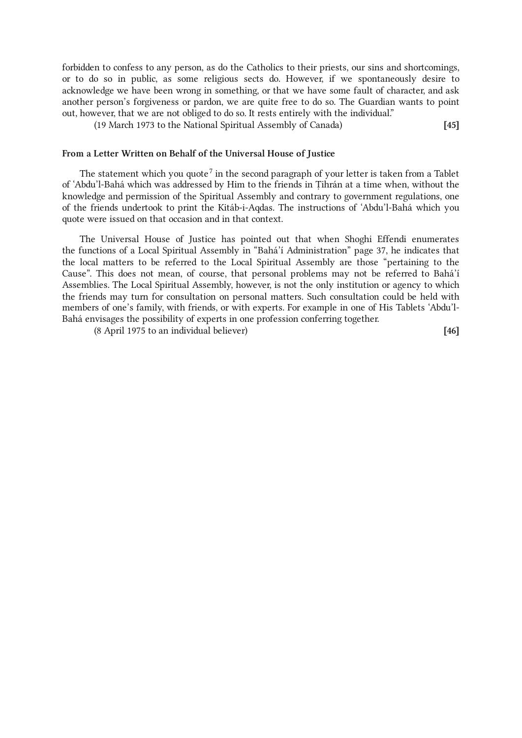forbidden to confess to any person, as do the Catholics to their priests, our sins and shortcomings, or to do so in public, as some religious sects do. However, if we spontaneously desire to acknowledge we have been wrong in something, or that we have some fault of character, and ask another person's forgiveness or pardon, we are quite free to do so. The Guardian wants to point out, however, that we are not obliged to do so. It rests entirely with the individual."

(19 March 1973 to the National Spiritual Assembly of Canada) **[45]**

**From a Letter Written on Behalf of the Universal House of Justice**

The statement which you quote[7] in the second paragraph of your letter is taken from a Tablet of 'Abdu'l-Bahá which was addressed by Him to the friends in Ṭihrán at a time when, without the knowledge and permission of the Spiritual Assembly and contrary to government regulations, one of the friends undertook to print the Kitáb-i-Aqdas. The instructions of 'Abdu'l-Bahá which you quote were issued on that occasion and in that context.

The Universal House of Justice has pointed out that when Shoghi Effendi enumerates the functions of a Local Spiritual Assembly in "Bahá'í Administration" page 37, he indicates that the local matters to be referred to the Local Spiritual Assembly are those "pertaining to the Cause". This does not mean, of course, that personal problems may not be referred to Bahá'í Assemblies. The Local Spiritual Assembly, however, is not the only institution or agency to which the friends may turn for consultation on personal matters. Such consultation could be held with members of one's family, with friends, or with experts. For example in one of His Tablets 'Abdu'l-Bahá envisages the possibility of experts in one profession conferring together.

(8 April 1975 to an individual believer) **[46]**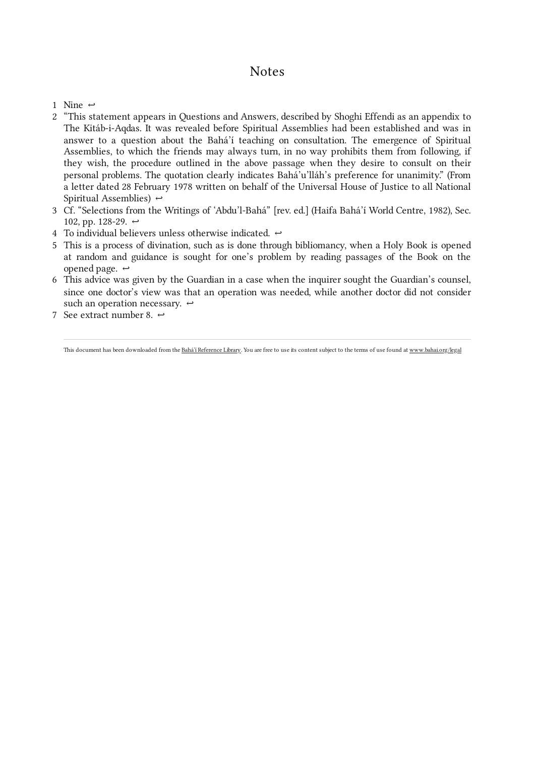# Notes

1. Nine ↩
2. "This statement appears in Questions and Answers, described by Shoghi Effendi as an appendix to The Kitáb-i-Aqdas. It was revealed before Spiritual Assemblies had been established and was in answer to a question about the Bahá'í teaching on consultation. The emergence of Spiritual Assemblies, to which the friends may always turn, in no way prohibits them from following, if they wish, the procedure outlined in the above passage when they desire to consult on their personal problems. The quotation clearly indicates Bahá'u'lláh's preference for unanimity." (From a letter dated 28 February 1978 written on behalf of the Universal House of Justice to all National Spiritual Assemblies) ↩
3. Cf. "Selections from the Writings of 'Abdu'l-Bahá" [rev. ed.] (Haifa Bahá'í World Centre, 1982), Sec. 102, pp. 128-29. ↩
4. To individual believers unless otherwise indicated. ↩
5. This is a process of divination, such as is done through bibliomancy, when a Holy Book is opened at random and guidance is sought for one's problem by reading passages of the Book on the opened page. ↩
6. This advice was given by the Guardian in a case when the inquirer sought the Guardian's counsel, since one doctor's view was that an operation was needed, while another doctor did not consider such an operation necessary. ↩
7. See extract number 8. ↩

---

This document has been downloaded from the Bahá'í Reference Library. You are free to use its content subject to the terms of use found at www.bahai.org/legal